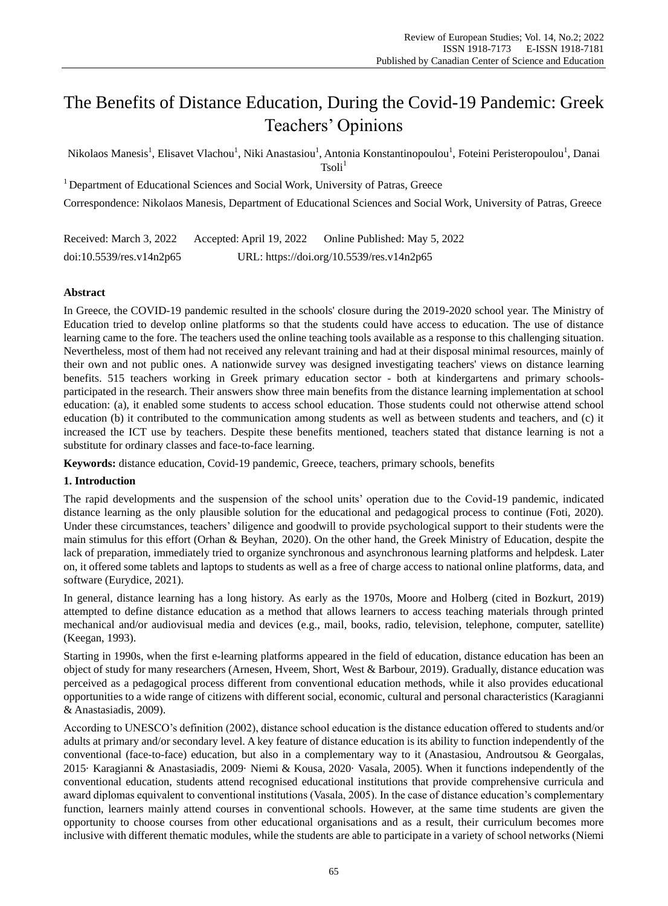# The Benefits of Distance Education, During the Covid-19 Pandemic: Greek Teachers' Opinions

Nikolaos Manesis[1], Elisavet Vlachou[1], Niki Anastasiou[1], Antonia Konstantinopoulou[1], Foteini Peristeropoulou[1], Danai Tsoli[1]

[1] Department of Educational Sciences and Social Work, University of Patras, Greece

Correspondence: Nikolaos Manesis, Department of Educational Sciences and Social Work, University of Patras, Greece

Received: March 3, 2022 Accepted: April 19, 2022 Online Published: May 5, 2022

doi:10.5539/res.v14n2p65 URL: https://doi.org/10.5539/res.v14n2p65

## Abstract

In Greece, the COVID-19 pandemic resulted in the schools' closure during the 2019-2020 school year. The Ministry of Education tried to develop online platforms so that the students could have access to education. The use of distance learning came to the fore. The teachers used the online teaching tools available as a response to this challenging situation. Nevertheless, most of them had not received any relevant training and had at their disposal minimal resources, mainly of their own and not public ones. A nationwide survey was designed investigating teachers' views on distance learning benefits. 515 teachers working in Greek primary education sector - both at kindergartens and primary schools- participated in the research. Their answers show three main benefits from the distance learning implementation at school education: (a), it enabled some students to access school education. Those students could not otherwise attend school education (b) it contributed to the communication among students as well as between students and teachers, and (c) it increased the ICT use by teachers. Despite these benefits mentioned, teachers stated that distance learning is not a substitute for ordinary classes and face-to-face learning.

**Keywords:** distance education, Covid-19 pandemic, Greece, teachers, primary schools, benefits

## 1. Introduction

The rapid developments and the suspension of the school units' operation due to the Covid-19 pandemic, indicated distance learning as the only plausible solution for the educational and pedagogical process to continue (Foti, 2020). Under these circumstances, teachers' diligence and goodwill to provide psychological support to their students were the main stimulus for this effort (Orhan & Beyhan, 2020). On the other hand, the Greek Ministry of Education, despite the lack of preparation, immediately tried to organize synchronous and asynchronous learning platforms and helpdesk. Later on, it offered some tablets and laptops to students as well as a free of charge access to national online platforms, data, and software (Eurydice, 2021).

In general, distance learning has a long history. As early as the 1970s, Moore and Holberg (cited in Bozkurt, 2019) attempted to define distance education as a method that allows learners to access teaching materials through printed mechanical and/or audiovisual media and devices (e.g., mail, books, radio, television, telephone, computer, satellite) (Keegan, 1993).

Starting in 1990s, when the first e-learning platforms appeared in the field of education, distance education has been an object of study for many researchers (Arnesen, Hveem, Short, West & Barbour, 2019). Gradually, distance education was perceived as a pedagogical process different from conventional education methods, while it also provides educational opportunities to a wide range of citizens with different social, economic, cultural and personal characteristics (Karagianni & Anastasiadis, 2009).

According to UNESCO's definition (2002), distance school education is the distance education offered to students and/or adults at primary and/or secondary level. A key feature of distance education is its ability to function independently of the conventional (face-to-face) education, but also in a complementary way to it (Anastasiou, Androutsou & Georgalas, 2015· Karagianni & Anastasiadis, 2009· Niemi & Kousa, 2020· Vasala, 2005). When it functions independently of the conventional education, students attend recognised educational institutions that provide comprehensive curricula and award diplomas equivalent to conventional institutions (Vasala, 2005). In the case of distance education's complementary function, learners mainly attend courses in conventional schools. However, at the same time students are given the opportunity to choose courses from other educational organisations and as a result, their curriculum becomes more inclusive with different thematic modules, while the students are able to participate in a variety of school networks (Niemi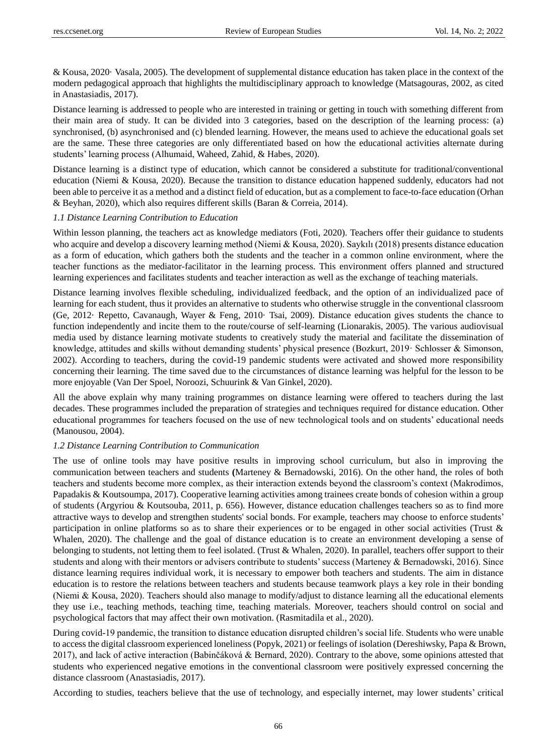& Kousa, 2020· Vasala, 2005). The development of supplemental distance education has taken place in the context of the modern pedagogical approach that highlights the multidisciplinary approach to knowledge (Matsagouras, 2002, as cited in Anastasiadis, 2017).

Distance learning is addressed to people who are interested in training or getting in touch with something different from their main area of study. It can be divided into 3 categories, based on the description of the learning process: (a) synchronised, (b) asynchronised and (c) blended learning. However, the means used to achieve the educational goals set are the same. These three categories are only differentiated based on how the educational activities alternate during students' learning process (Alhumaid, Waheed, Zahid, & Habes, 2020).

Distance learning is a distinct type of education, which cannot be considered a substitute for traditional/conventional education (Niemi & Kousa, 2020). Because the transition to distance education happened suddenly, educators had not been able to perceive it as a method and a distinct field of education, but as a complement to face-to-face education (Orhan & Beyhan, 2020), which also requires different skills (Baran & Correia, 2014).

### *1.1 Distance Learning Contribution to Education*

Within lesson planning, the teachers act as knowledge mediators (Foti, 2020). Teachers offer their guidance to students who acquire and develop a discovery learning method (Niemi & Kousa, 2020). Saykılı (2018) presents distance education as a form of education, which gathers both the students and the teacher in a common online environment, where the teacher functions as the mediator-facilitator in the learning process. This environment offers planned and structured learning experiences and facilitates students and teacher interaction as well as the exchange of teaching materials.

Distance learning involves flexible scheduling, individualized feedback, and the option of an individualized pace of learning for each student, thus it provides an alternative to students who otherwise struggle in the conventional classroom (Ge, 2012· Repetto, Cavanaugh, Wayer & Feng, 2010· Tsai, 2009). Distance education gives students the chance to function independently and incite them to the route/course of self-learning (Lionarakis, 2005). The various audiovisual media used by distance learning motivate students to creatively study the material and facilitate the dissemination of knowledge, attitudes and skills without demanding students' physical presence (Bozkurt, 2019· Schlosser & Simonson, 2002). According to teachers, during the covid-19 pandemic students were activated and showed more responsibility concerning their learning. The time saved due to the circumstances of distance learning was helpful for the lesson to be more enjoyable (Van Der Spoel, Noroozi, Schuurink & Van Ginkel, 2020).

All the above explain why many training programmes on distance learning were offered to teachers during the last decades. These programmes included the preparation of strategies and techniques required for distance education. Other educational programmes for teachers focused on the use of new technological tools and on students' educational needs (Manousou, 2004).

### *1.2 Distance Learning Contribution to Communication*

The use of online tools may have positive results in improving school curriculum, but also in improving the communication between teachers and students **(**Marteney & Bernadowski, 2016). On the other hand, the roles of both teachers and students become more complex, as their interaction extends beyond the classroom's context (Makrodimos, Papadakis & Koutsoumpa, 2017). Cooperative learning activities among trainees create bonds of cohesion within a group of students (Argyriou & Koutsouba, 2011, p. 656). However, distance education challenges teachers so as to find more attractive ways to develop and strengthen students' social bonds. For example, teachers may choose to enforce students' participation in online platforms so as to share their experiences or to be engaged in other social activities (Trust & Whalen, 2020). The challenge and the goal of distance education is to create an environment developing a sense of belonging to students, not letting them to feel isolated. (Trust & Whalen, 2020). In parallel, teachers offer support to their students and along with their mentors or advisers contribute to students' success (Marteney & Bernadowski, 2016). Since distance learning requires individual work, it is necessary to empower both teachers and students. The aim in distance education is to restore the relations between teachers and students because teamwork plays a key role in their bonding (Niemi & Kousa, 2020). Teachers should also manage to modify/adjust to distance learning all the educational elements they use i.e., teaching methods, teaching time, teaching materials. Moreover, teachers should control on social and psychological factors that may affect their own motivation. (Rasmitadila et al., 2020).

During covid-19 pandemic, the transition to distance education disrupted children's social life. Students who were unable to access the digital classroom experienced loneliness (Popyk, 2021) or feelings of isolation (Dereshiwsky, Papa & Brown, 2017), and lack of active interaction (Babinčáková & Bernard, 2020). Contrary to the above, some opinions attested that students who experienced negative emotions in the conventional classroom were positively expressed concerning the distance classroom (Anastasiadis, 2017).

According to studies, teachers believe that the use of technology, and especially internet, may lower students' critical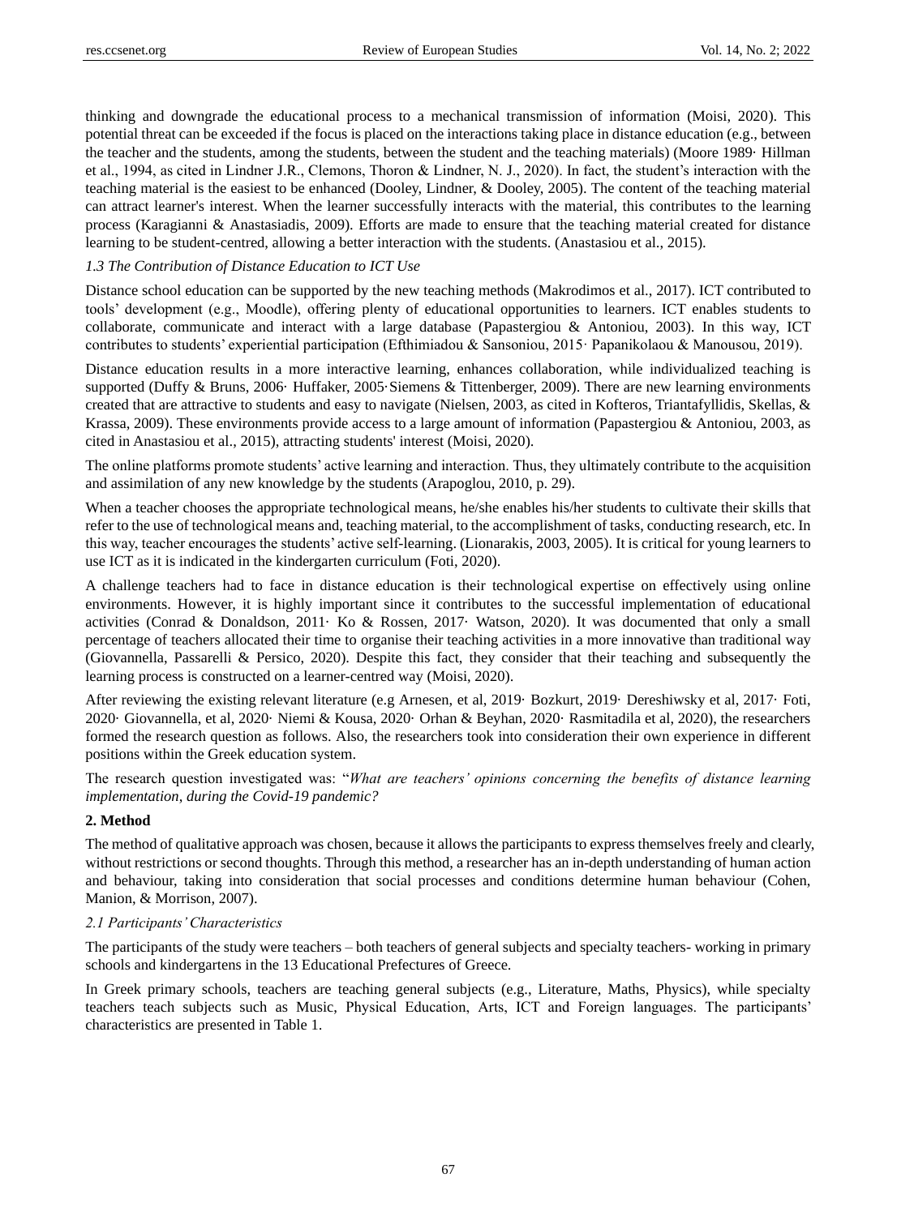thinking and downgrade the educational process to a mechanical transmission of information (Moisi, 2020). This potential threat can be exceeded if the focus is placed on the interactions taking place in distance education (e.g., between the teacher and the students, among the students, between the student and the teaching materials) (Moore 1989· Hillman et al., 1994, as cited in Lindner J.R., Clemons, Thoron & Lindner, N. J., 2020). In fact, the student's interaction with the teaching material is the easiest to be enhanced (Dooley, Lindner, & Dooley, 2005). The content of the teaching material can attract learner's interest. When the learner successfully interacts with the material, this contributes to the learning process (Karagianni & Anastasiadis, 2009). Efforts are made to ensure that the teaching material created for distance learning to be student-centred, allowing a better interaction with the students. (Anastasiou et al., 2015).

### *1.3 The Contribution of Distance Education to ICT Use*

Distance school education can be supported by the new teaching methods (Makrodimos et al., 2017). ICT contributed to tools' development (e.g., Moodle), offering plenty of educational opportunities to learners. ICT enables students to collaborate, communicate and interact with a large database (Papastergiou & Antoniou, 2003). In this way, ICT contributes to students' experiential participation (Efthimiadou & Sansoniou, 2015· Papanikolaou & Manousou, 2019).

Distance education results in a more interactive learning, enhances collaboration, while individualized teaching is supported (Duffy & Bruns, 2006· Huffaker, 2005·Siemens & Tittenberger, 2009). There are new learning environments created that are attractive to students and easy to navigate (Nielsen, 2003, as cited in Kofteros, Triantafyllidis, Skellas, & Krassa, 2009). These environments provide access to a large amount of information (Papastergiou & Antoniou, 2003, as cited in Anastasiou et al., 2015), attracting students' interest (Moisi, 2020).

The online platforms promote students' active learning and interaction. Thus, they ultimately contribute to the acquisition and assimilation of any new knowledge by the students (Arapoglou, 2010, p. 29).

When a teacher chooses the appropriate technological means, he/she enables his/her students to cultivate their skills that refer to the use of technological means and, teaching material, to the accomplishment of tasks, conducting research, etc. In this way, teacher encourages the students' active self-learning. (Lionarakis, 2003, 2005). It is critical for young learners to use ICT as it is indicated in the kindergarten curriculum (Foti, 2020).

A challenge teachers had to face in distance education is their technological expertise on effectively using online environments. However, it is highly important since it contributes to the successful implementation of educational activities (Conrad & Donaldson, 2011· Ko & Rossen, 2017· Watson, 2020). It was documented that only a small percentage of teachers allocated their time to organise their teaching activities in a more innovative than traditional way (Giovannella, Passarelli & Persico, 2020). Despite this fact, they consider that their teaching and subsequently the learning process is constructed on a learner-centred way (Moisi, 2020).

After reviewing the existing relevant literature (e.g Arnesen, et al, 2019· Bozkurt, 2019· Dereshiwsky et al, 2017· Foti, 2020· Giovannella, et al, 2020· Niemi & Kousa, 2020· Orhan & Beyhan, 2020· Rasmitadila et al, 2020), the researchers formed the research question as follows. Also, the researchers took into consideration their own experience in different positions within the Greek education system.

The research question investigated was: "*What are teachers' opinions concerning the benefits of distance learning implementation, during the Covid-19 pandemic?*

## 2. Method

The method of qualitative approach was chosen, because it allows the participants to express themselves freely and clearly, without restrictions or second thoughts. Through this method, a researcher has an in-depth understanding of human action and behaviour, taking into consideration that social processes and conditions determine human behaviour (Cohen, Manion, & Morrison, 2007).

### *2.1 Participants' Characteristics*

The participants of the study were teachers – both teachers of general subjects and specialty teachers- working in primary schools and kindergartens in the 13 Educational Prefectures of Greece.

In Greek primary schools, teachers are teaching general subjects (e.g., Literature, Maths, Physics), while specialty teachers teach subjects such as Music, Physical Education, Arts, ICT and Foreign languages. The participants' characteristics are presented in Table 1.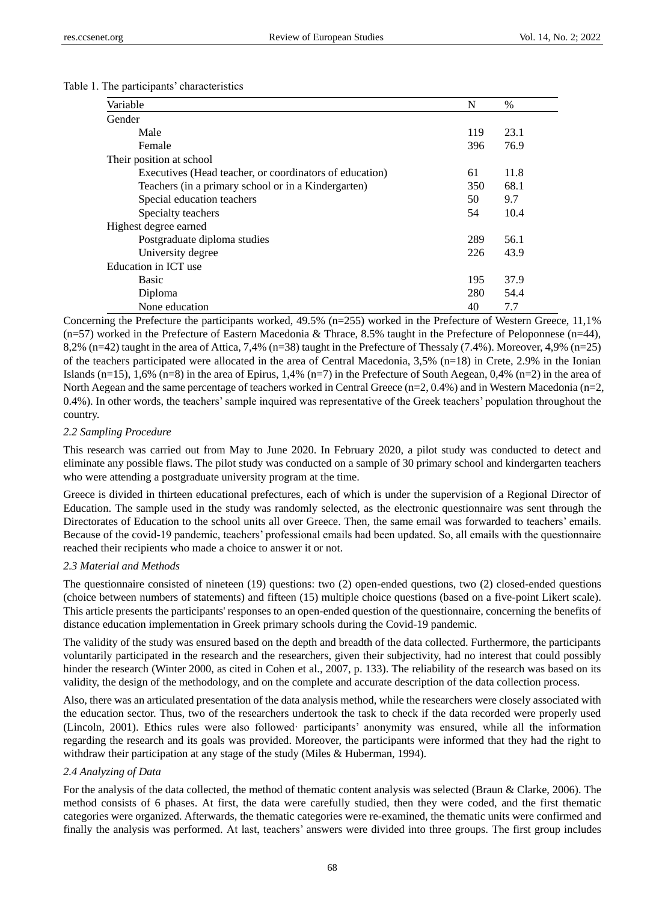Table 1. The participants' characteristics

| Variable | N | % |
|---|---|---|
| Gender | | |
| Male | 119 | 23.1 |
| Female | 396 | 76.9 |
| Their position at school | | |
| Executives (Head teacher, or coordinators of education) | 61 | 11.8 |
| Teachers (in a primary school or in a Kindergarten) | 350 | 68.1 |
| Special education teachers | 50 | 9.7 |
| Specialty teachers | 54 | 10.4 |
| Highest degree earned | | |
| Postgraduate diploma studies | 289 | 56.1 |
| University degree | 226 | 43.9 |
| Education in ICT use | | |
| Basic | 195 | 37.9 |
| Diploma | 280 | 54.4 |
| None education | 40 | 7.7 |

Concerning the Prefecture the participants worked, 49.5% (n=255) worked in the Prefecture of Western Greece, 11,1% (n=57) worked in the Prefecture of Eastern Macedonia & Thrace, 8.5% taught in the Prefecture of Peloponnese (n=44), 8,2% (n=42) taught in the area of Attica, 7,4% (n=38) taught in the Prefecture of Thessaly (7.4%). Moreover, 4,9% (n=25) of the teachers participated were allocated in the area of Central Macedonia, 3,5% (n=18) in Crete, 2.9% in the Ionian Islands (n=15), 1,6% (n=8) in the area of Epirus, 1,4% (n=7) in the Prefecture of South Aegean, 0,4% (n=2) in the area of North Aegean and the same percentage of teachers worked in Central Greece (n=2, 0.4%) and in Western Macedonia (n=2, 0.4%). In other words, the teachers' sample inquired was representative of the Greek teachers' population throughout the country.

### *2.2 Sampling Procedure*

This research was carried out from May to June 2020. In February 2020, a pilot study was conducted to detect and eliminate any possible flaws. The pilot study was conducted on a sample of 30 primary school and kindergarten teachers who were attending a postgraduate university program at the time.

Greece is divided in thirteen educational prefectures, each of which is under the supervision of a Regional Director of Education. The sample used in the study was randomly selected, as the electronic questionnaire was sent through the Directorates of Education to the school units all over Greece. Then, the same email was forwarded to teachers' emails. Because of the covid-19 pandemic, teachers' professional emails had been updated. So, all emails with the questionnaire reached their recipients who made a choice to answer it or not.

### *2.3 Material and Methods*

The questionnaire consisted of nineteen (19) questions: two (2) open-ended questions, two (2) closed-ended questions (choice between numbers of statements) and fifteen (15) multiple choice questions (based on a five-point Likert scale). This article presents the participants' responses to an open-ended question of the questionnaire, concerning the benefits of distance education implementation in Greek primary schools during the Covid-19 pandemic.

The validity of the study was ensured based on the depth and breadth of the data collected. Furthermore, the participants voluntarily participated in the research and the researchers, given their subjectivity, had no interest that could possibly hinder the research (Winter 2000, as cited in Cohen et al., 2007, p. 133). The reliability of the research was based on its validity, the design of the methodology, and on the complete and accurate description of the data collection process.

Also, there was an articulated presentation of the data analysis method, while the researchers were closely associated with the education sector. Thus, two of the researchers undertook the task to check if the data recorded were properly used (Lincoln, 2001). Ethics rules were also followed· participants' anonymity was ensured, while all the information regarding the research and its goals was provided. Moreover, the participants were informed that they had the right to withdraw their participation at any stage of the study (Miles & Huberman, 1994).

### *2.4 Analyzing of Data*

For the analysis of the data collected, the method of thematic content analysis was selected (Braun & Clarke, 2006). The method consists of 6 phases. At first, the data were carefully studied, then they were coded, and the first thematic categories were organized. Afterwards, the thematic categories were re-examined, the thematic units were confirmed and finally the analysis was performed. At last, teachers' answers were divided into three groups. The first group includes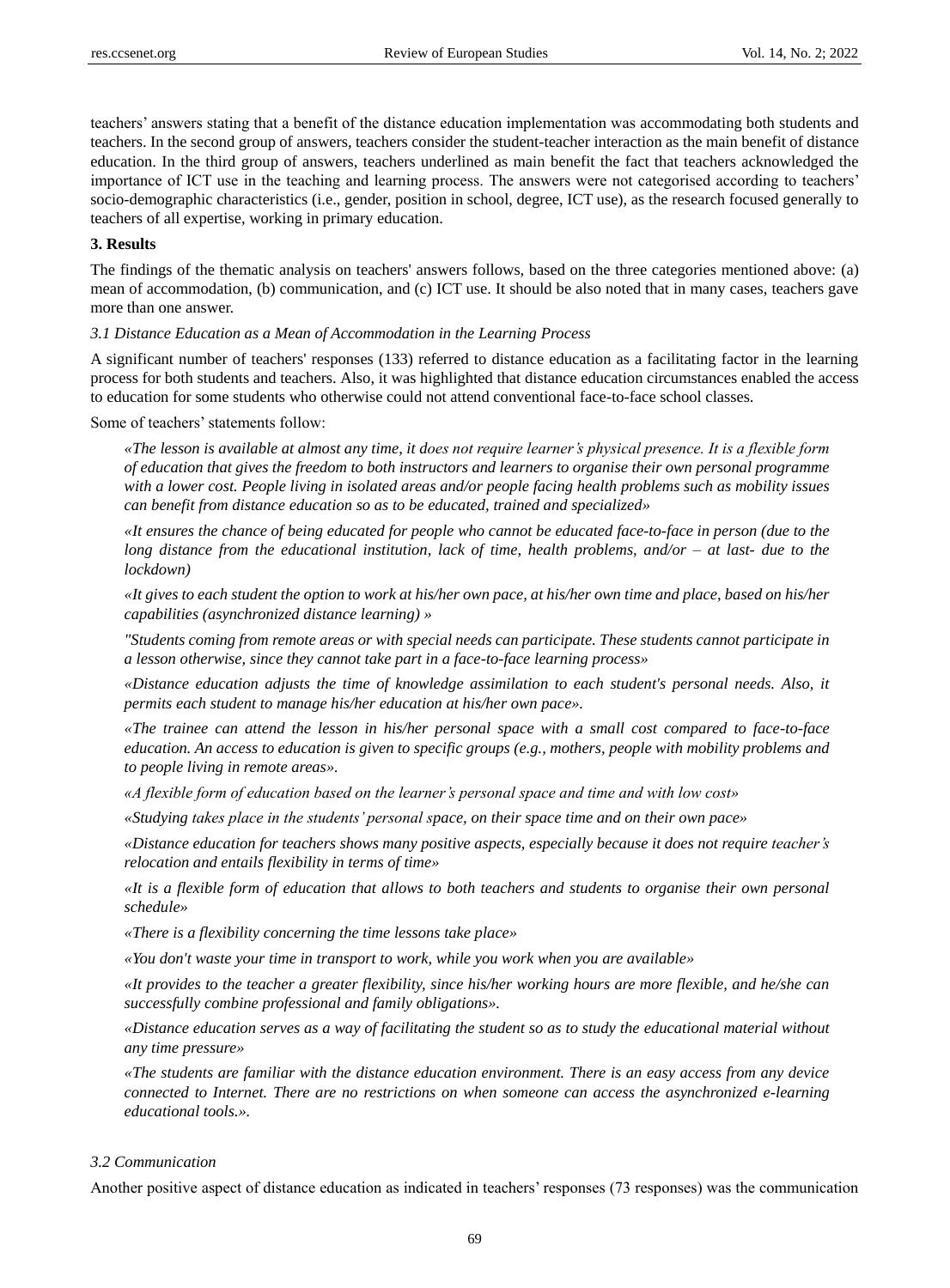teachers' answers stating that a benefit of the distance education implementation was accommodating both students and teachers. In the second group of answers, teachers consider the student-teacher interaction as the main benefit of distance education. In the third group of answers, teachers underlined as main benefit the fact that teachers acknowledged the importance of ICT use in the teaching and learning process. The answers were not categorised according to teachers' socio-demographic characteristics (i.e., gender, position in school, degree, ICT use), as the research focused generally to teachers of all expertise, working in primary education.

## 3. Results

The findings of the thematic analysis on teachers' answers follows, based on the three categories mentioned above: (a) mean of accommodation, (b) communication, and (c) ICT use. It should be also noted that in many cases, teachers gave more than one answer.

### *3.1 Distance Education as a Mean of Accommodation in the Learning Process*

A significant number of teachers' responses (133) referred to distance education as a facilitating factor in the learning process for both students and teachers. Also, it was highlighted that distance education circumstances enabled the access to education for some students who otherwise could not attend conventional face-to-face school classes.

Some of teachers' statements follow:

> *«The lesson is available at almost any time, it does not require learner's physical presence. It is a flexible form of education that gives the freedom to both instructors and learners to organise their own personal programme with a lower cost. People living in isolated areas and/or people facing health problems such as mobility issues can benefit from distance education so as to be educated, trained and specialized»*
>
> *«It ensures the chance of being educated for people who cannot be educated face-to-face in person (due to the long distance from the educational institution, lack of time, health problems, and/or – at last- due to the lockdown)*
>
> *«It gives to each student the option to work at his/her own pace, at his/her own time and place, based on his/her capabilities (asynchronized distance learning) »*
>
> *"Students coming from remote areas or with special needs can participate. These students cannot participate in a lesson otherwise, since they cannot take part in a face-to-face learning process»*
>
> *«Distance education adjusts the time of knowledge assimilation to each student's personal needs. Also, it permits each student to manage his/her education at his/her own pace».*
>
> *«The trainee can attend the lesson in his/her personal space with a small cost compared to face-to-face education. An access to education is given to specific groups (e.g., mothers, people with mobility problems and to people living in remote areas».*
>
> *«A flexible form of education based on the learner's personal space and time and with low cost»*
>
> *«Studying takes place in the students' personal space, on their space time and on their own pace»*
>
> *«Distance education for teachers shows many positive aspects, especially because it does not require teacher's relocation and entails flexibility in terms of time»*
>
> *«It is a flexible form of education that allows to both teachers and students to organise their own personal schedule»*
>
> *«There is a flexibility concerning the time lessons take place»*
>
> *«You don't waste your time in transport to work, while you work when you are available»*
>
> *«It provides to the teacher a greater flexibility, since his/her working hours are more flexible, and he/she can successfully combine professional and family obligations».*
>
> *«Distance education serves as a way of facilitating the student so as to study the educational material without any time pressure»*
>
> *«The students are familiar with the distance education environment. There is an easy access from any device connected to Internet. There are no restrictions on when someone can access the asynchronized e-learning educational tools.».*

### *3.2 Communication*

Another positive aspect of distance education as indicated in teachers' responses (73 responses) was the communication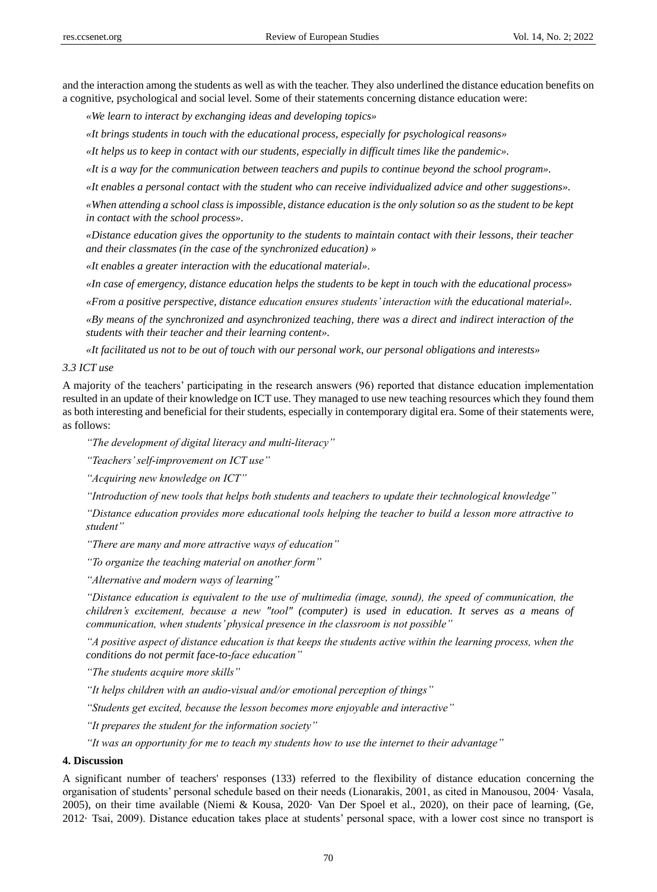and the interaction among the students as well as with the teacher. They also underlined the distance education benefits on a cognitive, psychological and social level. Some of their statements concerning distance education were:

*«We learn to interact by exchanging ideas and developing topics»*

*«It brings students in touch with the educational process, especially for psychological reasons»*

*«It helps us to keep in contact with our students, especially in difficult times like the pandemic».*

*«It is a way for the communication between teachers and pupils to continue beyond the school program».*

*«It enables a personal contact with the student who can receive individualized advice and other suggestions».*

*«When attending a school class is impossible, distance education is the only solution so as the student to be kept in contact with the school process».*

*«Distance education gives the opportunity to the students to maintain contact with their lessons, their teacher and their classmates (in the case of the synchronized education) »*

*«It enables a greater interaction with the educational material».*

*«In case of emergency, distance education helps the students to be kept in touch with the educational process»*

*«From a positive perspective, distance education ensures students' interaction with the educational material».*

*«By means of the synchronized and asynchronized teaching, there was a direct and indirect interaction of the students with their teacher and their learning content».*

*«It facilitated us not to be out of touch with our personal work, our personal obligations and interests»*

### *3.3 ICT use*

A majority of the teachers' participating in the research answers (96) reported that distance education implementation resulted in an update of their knowledge on ICT use. They managed to use new teaching resources which they found them as both interesting and beneficial for their students, especially in contemporary digital era. Some of their statements were, as follows:

*"The development of digital literacy and multi-literacy"*

*"Teachers' self-improvement on ICT use"*

*"Acquiring new knowledge on ICT"*

*"Introduction of new tools that helps both students and teachers to update their technological knowledge"*

*"Distance education provides more educational tools helping the teacher to build a lesson more attractive to student"*

*"There are many and more attractive ways of education"*

*"To organize the teaching material on another form"*

*"Alternative and modern ways of learning"*

*"Distance education is equivalent to the use of multimedia (image, sound), the speed of communication, the children's excitement, because a new "tool" (computer) is used in education. It serves as a means of communication, when students' physical presence in the classroom is not possible"*

*"A positive aspect of distance education is that keeps the students active within the learning process, when the conditions do not permit face-to-face education"*

*"The students acquire more skills"*

*"It helps children with an audio-visual and/or emotional perception of things"*

*"Students get excited, because the lesson becomes more enjoyable and interactive"*

*"It prepares the student for the information society"*

*"It was an opportunity for me to teach my students how to use the internet to their advantage"*

## 4. Discussion

A significant number of teachers' responses (133) referred to the flexibility of distance education concerning the organisation of students' personal schedule based on their needs (Lionarakis, 2001, as cited in Manousou, 2004· Vasala, 2005), on their time available (Niemi & Kousa, 2020· Van Der Spoel et al., 2020), on their pace of learning, (Ge, 2012· Tsai, 2009). Distance education takes place at students' personal space, with a lower cost since no transport is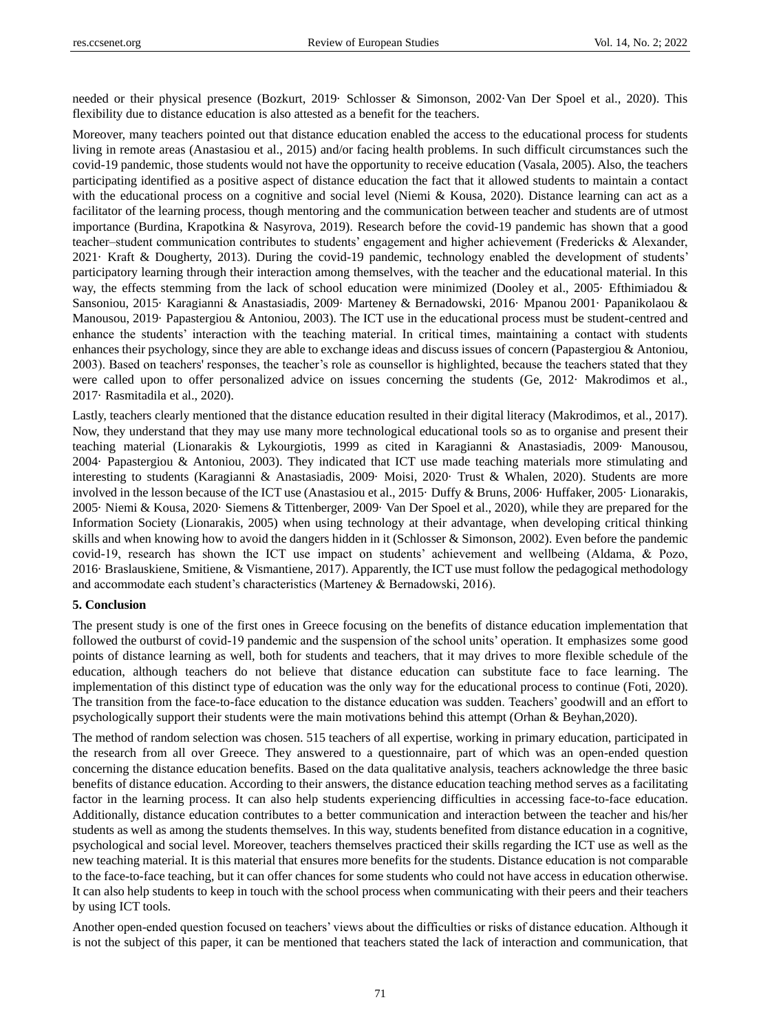needed or their physical presence (Bozkurt, 2019· Schlosser & Simonson, 2002·Van Der Spoel et al., 2020). This flexibility due to distance education is also attested as a benefit for the teachers.

Moreover, many teachers pointed out that distance education enabled the access to the educational process for students living in remote areas (Anastasiou et al., 2015) and/or facing health problems. In such difficult circumstances such the covid-19 pandemic, those students would not have the opportunity to receive education (Vasala, 2005). Also, the teachers participating identified as a positive aspect of distance education the fact that it allowed students to maintain a contact with the educational process on a cognitive and social level (Niemi & Kousa, 2020). Distance learning can act as a facilitator of the learning process, though mentoring and the communication between teacher and students are of utmost importance (Burdina, Krapotkina & Nasyrova, 2019). Research before the covid-19 pandemic has shown that a good teacher–student communication contributes to students' engagement and higher achievement (Fredericks & Alexander, 2021· Kraft & Dougherty, 2013). During the covid-19 pandemic, technology enabled the development of students' participatory learning through their interaction among themselves, with the teacher and the educational material. In this way, the effects stemming from the lack of school education were minimized (Dooley et al., 2005· Efthimiadou & Sansoniou, 2015· Karagianni & Anastasiadis, 2009· Marteney & Bernadowski, 2016· Mpanou 2001· Papanikolaou & Manousou, 2019· Papastergiou & Antoniou, 2003). The ICT use in the educational process must be student-centred and enhance the students' interaction with the teaching material. In critical times, maintaining a contact with students enhances their psychology, since they are able to exchange ideas and discuss issues of concern (Papastergiou & Antoniou, 2003). Based on teachers' responses, the teacher's role as counsellor is highlighted, because the teachers stated that they were called upon to offer personalized advice on issues concerning the students (Ge, 2012· Makrodimos et al., 2017· Rasmitadila et al., 2020).

Lastly, teachers clearly mentioned that the distance education resulted in their digital literacy (Makrodimos, et al., 2017). Now, they understand that they may use many more technological educational tools so as to organise and present their teaching material (Lionarakis & Lykourgiotis, 1999 as cited in Karagianni & Anastasiadis, 2009· Manousou, 2004· Papastergiou & Antoniou, 2003). They indicated that ICT use made teaching materials more stimulating and interesting to students (Karagianni & Anastasiadis, 2009· Moisi, 2020· Trust & Whalen, 2020). Students are more involved in the lesson because of the ICT use (Anastasiou et al., 2015· Duffy & Bruns, 2006· Huffaker, 2005· Lionarakis, 2005· Niemi & Kousa, 2020· Siemens & Tittenberger, 2009· Van Der Spoel et al., 2020), while they are prepared for the Information Society (Lionarakis, 2005) when using technology at their advantage, when developing critical thinking skills and when knowing how to avoid the dangers hidden in it (Schlosser & Simonson, 2002). Even before the pandemic covid-19, research has shown the ICT use impact on students' achievement and wellbeing (Aldama, & Pozo, 2016· Braslauskiene, Smitiene, & Vismantiene, 2017). Apparently, the ICT use must follow the pedagogical methodology and accommodate each student's characteristics (Marteney & Bernadowski, 2016).

## 5. Conclusion

The present study is one of the first ones in Greece focusing on the benefits of distance education implementation that followed the outburst of covid-19 pandemic and the suspension of the school units' operation. It emphasizes some good points of distance learning as well, both for students and teachers, that it may drives to more flexible schedule of the education, although teachers do not believe that distance education can substitute face to face learning. The implementation of this distinct type of education was the only way for the educational process to continue (Foti, 2020). The transition from the face-to-face education to the distance education was sudden. Teachers' goodwill and an effort to psychologically support their students were the main motivations behind this attempt (Orhan & Beyhan,2020).

The method of random selection was chosen. 515 teachers of all expertise, working in primary education, participated in the research from all over Greece. They answered to a questionnaire, part of which was an open-ended question concerning the distance education benefits. Based on the data qualitative analysis, teachers acknowledge the three basic benefits of distance education. According to their answers, the distance education teaching method serves as a facilitating factor in the learning process. It can also help students experiencing difficulties in accessing face-to-face education. Additionally, distance education contributes to a better communication and interaction between the teacher and his/her students as well as among the students themselves. In this way, students benefited from distance education in a cognitive, psychological and social level. Moreover, teachers themselves practiced their skills regarding the ICT use as well as the new teaching material. It is this material that ensures more benefits for the students. Distance education is not comparable to the face-to-face teaching, but it can offer chances for some students who could not have access in education otherwise. It can also help students to keep in touch with the school process when communicating with their peers and their teachers by using ICT tools.

Another open-ended question focused on teachers' views about the difficulties or risks of distance education. Although it is not the subject of this paper, it can be mentioned that teachers stated the lack of interaction and communication, that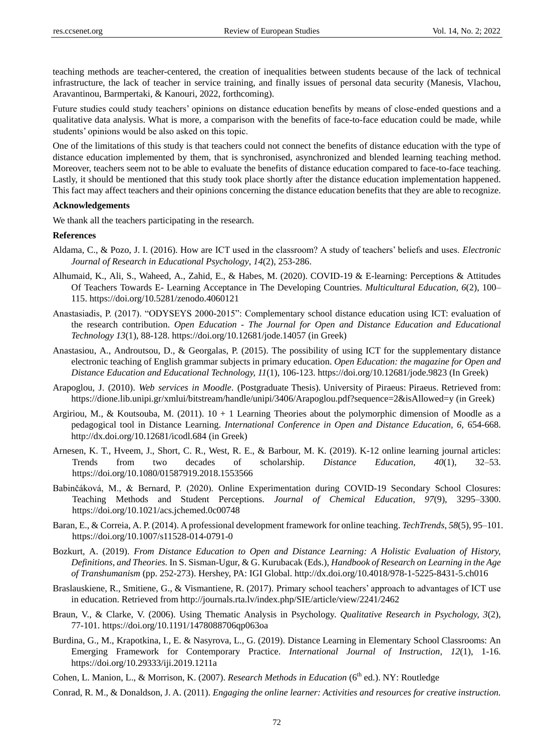teaching methods are teacher-centered, the creation of inequalities between students because of the lack of technical infrastructure, the lack of teacher in service training, and finally issues of personal data security (Manesis, Vlachou, Aravantinou, Barmpertaki, & Kanouri, 2022, forthcoming).

Future studies could study teachers' opinions on distance education benefits by means of close-ended questions and a qualitative data analysis. What is more, a comparison with the benefits of face-to-face education could be made, while students' opinions would be also asked on this topic.

One of the limitations of this study is that teachers could not connect the benefits of distance education with the type of distance education implemented by them, that is synchronised, asynchronized and blended learning teaching method. Moreover, teachers seem not to be able to evaluate the benefits of distance education compared to face-to-face teaching. Lastly, it should be mentioned that this study took place shortly after the distance education implementation happened. This fact may affect teachers and their opinions concerning the distance education benefits that they are able to recognize.

**Acknowledgements**

We thank all the teachers participating in the research.

**References**

Aldama, C., & Pozo, J. I. (2016). How are ICT used in the classroom? A study of teachers' beliefs and uses. *Electronic Journal of Research in Educational Psychology*, *14*(2), 253-286.

Alhumaid, K., Ali, S., Waheed, A., Zahid, E., & Habes, M. (2020). COVID-19 & E-learning: Perceptions & Attitudes Of Teachers Towards E- Learning Acceptance in The Developing Countries. *Multicultural Education*, *6*(2), 100–115. https://doi.org/10.5281/zenodo.4060121

Anastasiadis, P. (2017). "ODYSEYS 2000-2015": Complementary school distance education using ICT: evaluation of the research contribution. *Open Education - The Journal for Open and Distance Education and Educational Technology 13*(1), 88-128. https://doi.org/10.12681/jode.14057 (in Greek)

Anastasiou, A., Androutsou, D., & Georgalas, P. (2015). The possibility of using ICT for the supplementary distance electronic teaching of English grammar subjects in primary education. *Open Education: the magazine for Open and Distance Education and Educational Technology, 11*(1), 106-123. https://doi.org/10.12681/jode.9823 (In Greek)

Arapoglou, J. (2010). *Web services in Moodle*. (Postgraduate Thesis). University of Piraeus: Piraeus. Retrieved from: https://dione.lib.unipi.gr/xmlui/bitstream/handle/unipi/3406/Arapoglou.pdf?sequence=2&isAllowed=y (in Greek)

Argiriou, M., & Koutsouba, M. (2011). 10 + 1 Learning Theories about the polymorphic dimension of Moodle as a pedagogical tool in Distance Learning. *International Conference in Open and Distance Education, 6,* 654-668. http://dx.doi.org/10.12681/icodl.684 (in Greek)

Arnesen, K. T., Hveem, J., Short, C. R., West, R. E., & Barbour, M. K. (2019). K-12 online learning journal articles: Trends from two decades of scholarship. *Distance Education*, *40*(1), 32–53. https://doi.org/10.1080/01587919.2018.1553566

Babinčáková, M., & Bernard, P. (2020). Online Experimentation during COVID-19 Secondary School Closures: Teaching Methods and Student Perceptions. *Journal of Chemical Education*, *97*(9), 3295–3300. https://doi.org/10.1021/acs.jchemed.0c00748

Baran, E., & Correia, A. P. (2014). A professional development framework for online teaching. *TechTrends, 58*(5), 95–101. https://doi.org/10.1007/s11528-014-0791-0

Bozkurt, A. (2019). *From Distance Education to Open and Distance Learning: A Holistic Evaluation of History, Definitions, and Theories.* In S. Sisman-Ugur, & G. Kurubacak (Eds.), *Handbook of Research on Learning in the Age of Transhumanism* (pp. 252-273). Hershey, PA: IGI Global. http://dx.doi.org/10.4018/978-1-5225-8431-5.ch016

Braslauskiene, R., Smitiene, G., & Vismantiene, R. (2017). Primary school teachers' approach to advantages of ICT use in education. Retrieved from http://journals.rta.lv/index.php/SIE/article/view/2241/2462

Braun, V., & Clarke, V. (2006). Using Thematic Analysis in Psychology. *Qualitative Research in Psychology, 3*(2), 77-101. https://doi.org/10.1191/1478088706qp063oa

Burdina, G., M., Krapotkina, I., E. & Nasyrova, L., G. (2019). Distance Learning in Elementary School Classrooms: An Emerging Framework for Contemporary Practice. *International Journal of Instruction*, *12*(1), 1-16. https://doi.org/10.29333/iji.2019.1211a

Cohen, L. Manion, L., & Morrison, K. (2007). *Research Methods in Education* (6th ed.). NY: Routledge

Conrad, R. M., & Donaldson, J. A. (2011). *Engaging the online learner: Activities and resources for creative instruction.*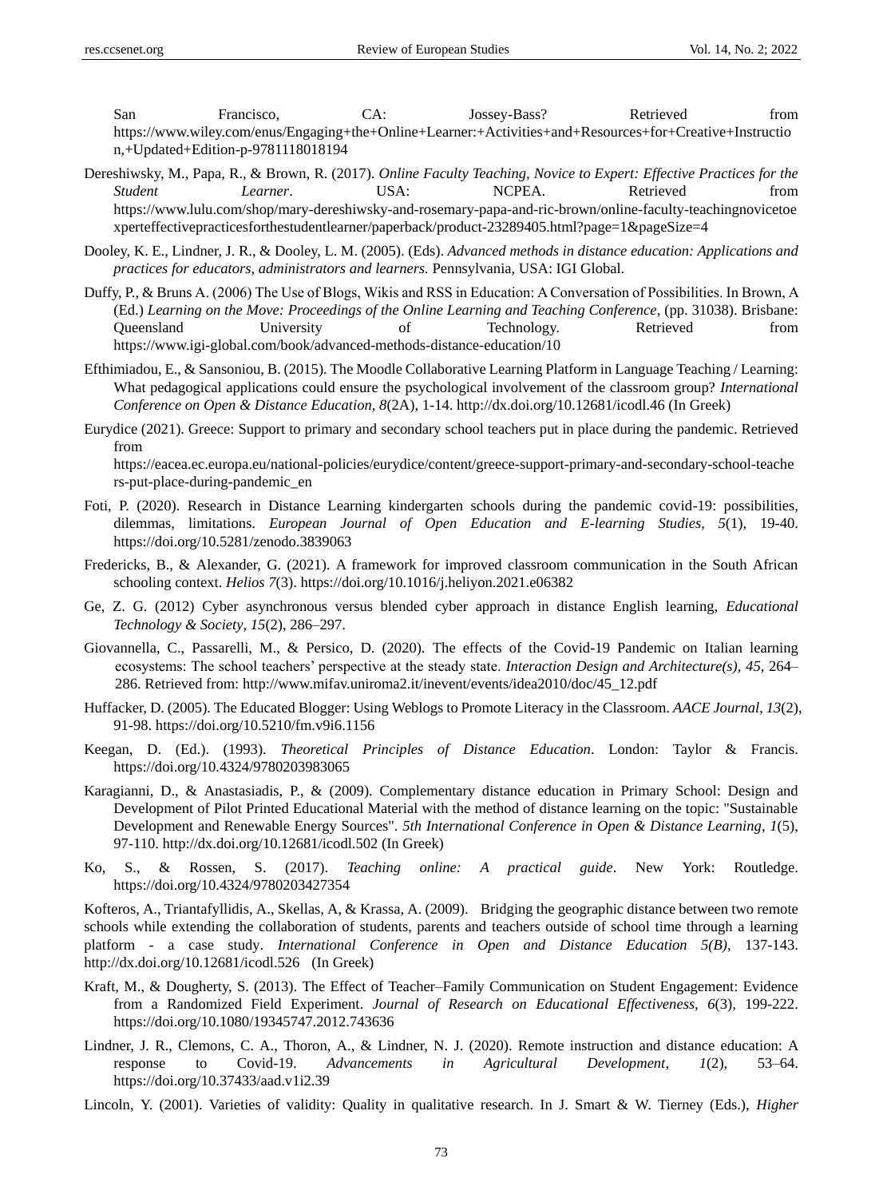San Francisco, CA: Jossey-Bass? Retrieved from https://www.wiley.com/enus/Engaging+the+Online+Learner:+Activities+and+Resources+for+Creative+Instruction,+Updated+Edition-p-9781118018194

Dereshiwsky, M., Papa, R., & Brown, R. (2017). *Online Faculty Teaching, Novice to Expert: Effective Practices for the Student Learner*. USA: NCPEA. Retrieved from https://www.lulu.com/shop/mary-dereshiwsky-and-rosemary-papa-and-ric-brown/online-faculty-teachingnovicetoexperteffectivepracticesforthestudentlearner/paperback/product-23289405.html?page=1&pageSize=4

Dooley, K. E., Lindner, J. R., & Dooley, L. M. (2005). (Eds). *Advanced methods in distance education: Applications and practices for educators, administrators and learners.* Pennsylvania, USA: IGI Global.

Duffy, P., & Bruns A. (2006) The Use of Blogs, Wikis and RSS in Education: A Conversation of Possibilities. In Brown, A (Ed.) *Learning on the Move: Proceedings of the Online Learning and Teaching Conference*, (pp. 31038). Brisbane: Queensland University of Technology. Retrieved from https://www.igi-global.com/book/advanced-methods-distance-education/10

Efthimiadou, E., & Sansoniou, B. (2015). The Moodle Collaborative Learning Platform in Language Teaching / Learning: What pedagogical applications could ensure the psychological involvement of the classroom group? *International Conference on Open & Distance Education, 8*(2A), 1-14. http://dx.doi.org/10.12681/icodl.46 (In Greek)

Eurydice (2021). Greece: Support to primary and secondary school teachers put in place during the pandemic. Retrieved from https://eacea.ec.europa.eu/national-policies/eurydice/content/greece-support-primary-and-secondary-school-teachers-put-place-during-pandemic_en

Foti, P. (2020). Research in Distance Learning kindergarten schools during the pandemic covid-19: possibilities, dilemmas, limitations. *European Journal of Open Education and E-learning Studies, 5*(1), 19-40. https://doi.org/10.5281/zenodo.3839063

Fredericks, B., & Alexander, G. (2021). A framework for improved classroom communication in the South African schooling context. *Helios 7*(3). https://doi.org/10.1016/j.heliyon.2021.e06382

Ge, Z. G. (2012) Cyber asynchronous versus blended cyber approach in distance English learning, *Educational Technology & Society, 15*(2), 286–297.

Giovannella, C., Passarelli, M., & Persico, D. (2020). The effects of the Covid-19 Pandemic on Italian learning ecosystems: The school teachers' perspective at the steady state. *Interaction Design and Architecture(s), 45*, 264–286. Retrieved from: http://www.mifav.uniroma2.it/inevent/events/idea2010/doc/45_12.pdf

Huffacker, D. (2005). The Educated Blogger: Using Weblogs to Promote Literacy in the Classroom. *AACE Journal, 13*(2), 91-98. https://doi.org/10.5210/fm.v9i6.1156

Keegan, D. (Ed.). (1993). *Theoretical Principles of Distance Education*. London: Taylor & Francis. https://doi.org/10.4324/9780203983065

Karagianni, D., & Anastasiadis, P., & (2009). Complementary distance education in Primary School: Design and Development of Pilot Printed Educational Material with the method of distance learning on the topic: "Sustainable Development and Renewable Energy Sources". *5th International Conference in Open & Distance Learning*, *1*(5), 97-110. http://dx.doi.org/10.12681/icodl.502 (In Greek)

Ko, S., & Rossen, S. (2017). *Teaching online: A practical guide*. New York: Routledge. https://doi.org/10.4324/9780203427354

Kofteros, A., Triantafyllidis, A., Skellas, A, & Krassa, A. (2009). Bridging the geographic distance between two remote schools while extending the collaboration of students, parents and teachers outside of school time through a learning platform - a case study. *International Conference in Open and Distance Education 5(B)*, 137-143. http://dx.doi.org/10.12681/icodl.526 (In Greek)

Kraft, M., & Dougherty, S. (2013). The Effect of Teacher–Family Communication on Student Engagement: Evidence from a Randomized Field Experiment. *Journal of Research on Educational Effectiveness, 6*(3), 199-222. https://doi.org/10.1080/19345747.2012.743636

Lindner, J. R., Clemons, C. A., Thoron, A., & Lindner, N. J. (2020). Remote instruction and distance education: A response to Covid-19. *Advancements in Agricultural Development*, *1*(2), 53–64. https://doi.org/10.37433/aad.v1i2.39

Lincoln, Y. (2001). Varieties of validity: Quality in qualitative research. In J. Smart & W. Tierney (Eds.), *Higher*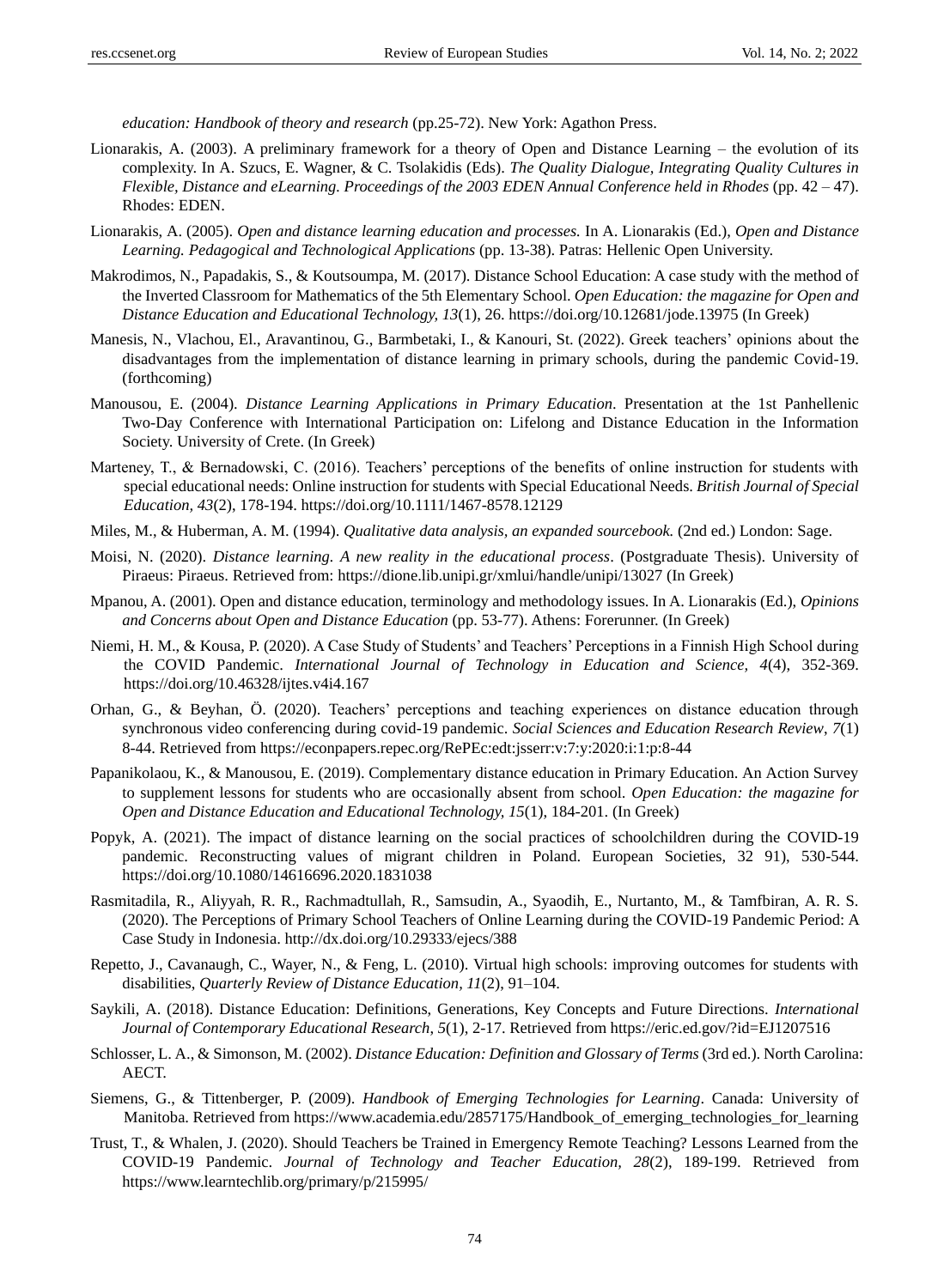*education: Handbook of theory and research* (pp.25-72). New York: Agathon Press.

Lionarakis, A. (2003). A preliminary framework for a theory of Open and Distance Learning – the evolution of its complexity. In A. Szucs, E. Wagner, & C. Tsolakidis (Eds). *The Quality Dialogue, Integrating Quality Cultures in Flexible, Distance and eLearning. Proceedings of the 2003 EDEN Annual Conference held in Rhodes* (pp. 42 – 47). Rhodes: EDEN.

Lionarakis, A. (2005). *Open and distance learning education and processes.* In A. Lionarakis (Ed.), *Open and Distance Learning. Pedagogical and Technological Applications* (pp. 13-38). Patras: Hellenic Open University.

Makrodimos, N., Papadakis, S., & Koutsoumpa, M. (2017). Distance School Education: A case study with the method of the Inverted Classroom for Mathematics of the 5th Elementary School. *Open Education: the magazine for Open and Distance Education and Educational Technology, 13*(1), 26. https://doi.org/10.12681/jode.13975 (In Greek)

Manesis, N., Vlachou, El., Aravantinou, G., Barmbetaki, I., & Kanouri, St. (2022). Greek teachers' opinions about the disadvantages from the implementation of distance learning in primary schools, during the pandemic Covid-19. (forthcoming)

Manousou, E. (2004). *Distance Learning Applications in Primary Education*. Presentation at the 1st Panhellenic Two-Day Conference with International Participation on: Lifelong and Distance Education in the Information Society. University of Crete. (In Greek)

Marteney, T., & Bernadowski, C. (2016). Teachers' perceptions of the benefits of online instruction for students with special educational needs: Online instruction for students with Special Educational Needs. *British Journal of Special Education, 43*(2), 178-194. https://doi.org/10.1111/1467-8578.12129

Miles, M., & Huberman, A. M. (1994). *Qualitative data analysis, an expanded sourcebook.* (2nd ed.) London: Sage.

Moisi, N. (2020). *Distance learning. A new reality in the educational process*. (Postgraduate Thesis). University of Piraeus: Piraeus. Retrieved from: https://dione.lib.unipi.gr/xmlui/handle/unipi/13027 (In Greek)

Mpanou, A. (2001). Open and distance education, terminology and methodology issues. In A. Lionarakis (Ed.), *Opinions and Concerns about Open and Distance Education* (pp. 53-77). Athens: Forerunner. (In Greek)

Niemi, H. M., & Kousa, P. (2020). A Case Study of Students' and Teachers' Perceptions in a Finnish High School during the COVID Pandemic. *International Journal of Technology in Education and Science, 4*(4), 352-369. https://doi.org/10.46328/ijtes.v4i4.167

Orhan, G., & Beyhan, Ö. (2020). Teachers' perceptions and teaching experiences on distance education through synchronous video conferencing during covid-19 pandemic. *Social Sciences and Education Research Review*, *7*(1) 8-44. Retrieved from https://econpapers.repec.org/RePEc:edt:jsserr:v:7:y:2020:i:1:p:8-44

Papanikolaou, K., & Manousou, E. (2019). Complementary distance education in Primary Education. An Action Survey to supplement lessons for students who are occasionally absent from school. *Open Education: the magazine for Open and Distance Education and Educational Technology, 15*(1), 184-201. (In Greek)

Popyk, A. (2021). The impact of distance learning on the social practices of schoolchildren during the COVID-19 pandemic. Reconstructing values of migrant children in Poland. European Societies, 32 91), 530-544. https://doi.org/10.1080/14616696.2020.1831038

Rasmitadila, R., Aliyyah, R. R., Rachmadtullah, R., Samsudin, A., Syaodih, E., Nurtanto, M., & Tamfbiran, A. R. S. (2020). The Perceptions of Primary School Teachers of Online Learning during the COVID-19 Pandemic Period: A Case Study in Indonesia. http://dx.doi.org/10.29333/ejecs/388

Repetto, J., Cavanaugh, C., Wayer, N., & Feng, L. (2010). Virtual high schools: improving outcomes for students with disabilities, *Quarterly Review of Distance Education, 11*(2), 91–104.

Saykili, A. (2018). Distance Education: Definitions, Generations, Key Concepts and Future Directions. *International Journal of Contemporary Educational Research*, *5*(1), 2-17. Retrieved from https://eric.ed.gov/?id=EJ1207516

Schlosser, L. A., & Simonson, M. (2002). *Distance Education: Definition and Glossary of Terms* (3rd ed.). North Carolina: AECT.

Siemens, G., & Tittenberger, P. (2009). *Handbook of Emerging Technologies for Learning*. Canada: University of Manitoba. Retrieved from https://www.academia.edu/2857175/Handbook_of_emerging_technologies_for_learning

Trust, T., & Whalen, J. (2020). Should Teachers be Trained in Emergency Remote Teaching? Lessons Learned from the COVID-19 Pandemic. *Journal of Technology and Teacher Education*, *28*(2), 189-199. Retrieved from https://www.learntechlib.org/primary/p/215995/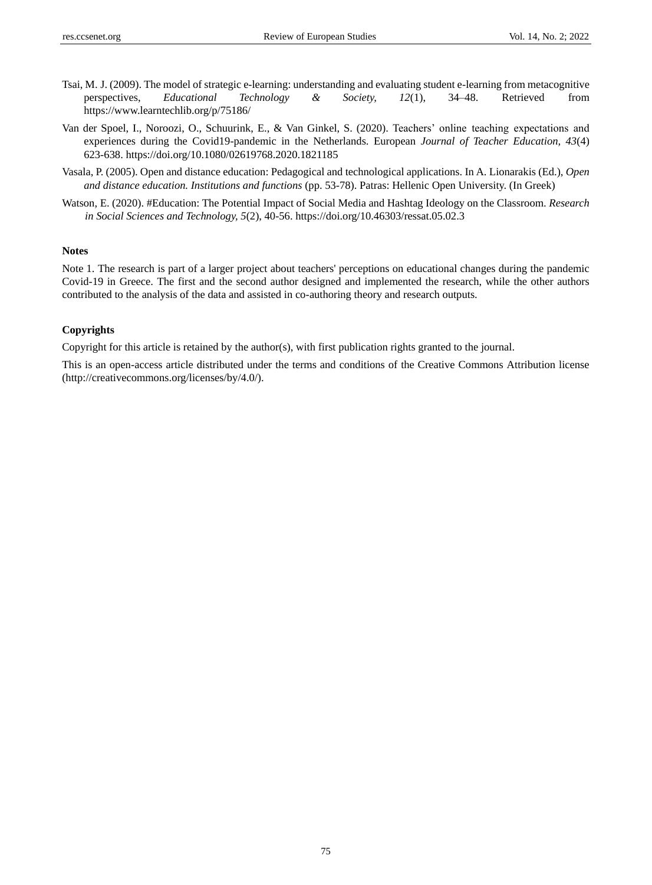Tsai, M. J. (2009). The model of strategic e-learning: understanding and evaluating student e-learning from metacognitive perspectives, *Educational Technology & Society, 12*(1), 34–48. Retrieved from https://www.learntechlib.org/p/75186/

Van der Spoel, I., Noroozi, O., Schuurink, E., & Van Ginkel, S. (2020). Teachers’ online teaching expectations and experiences during the Covid19-pandemic in the Netherlands. European *Journal of Teacher Education*, *43*(4) 623-638. https://doi.org/10.1080/02619768.2020.1821185

Vasala, P. (2005). Open and distance education: Pedagogical and technological applications. In A. Lionarakis (Ed.), *Open and distance education. Institutions and functions* (pp. 53-78). Patras: Hellenic Open University. (In Greek)

Watson, E. (2020). #Education: The Potential Impact of Social Media and Hashtag Ideology on the Classroom. *Research in Social Sciences and Technology*, *5*(2), 40-56. https://doi.org/10.46303/ressat.05.02.3

**Notes**

Note 1. The research is part of a larger project about teachers' perceptions on educational changes during the pandemic Covid-19 in Greece. The first and the second author designed and implemented the research, while the other authors contributed to the analysis of the data and assisted in co-authoring theory and research outputs.

**Copyrights**

Copyright for this article is retained by the author(s), with first publication rights granted to the journal.

This is an open-access article distributed under the terms and conditions of the Creative Commons Attribution license (http://creativecommons.org/licenses/by/4.0/).